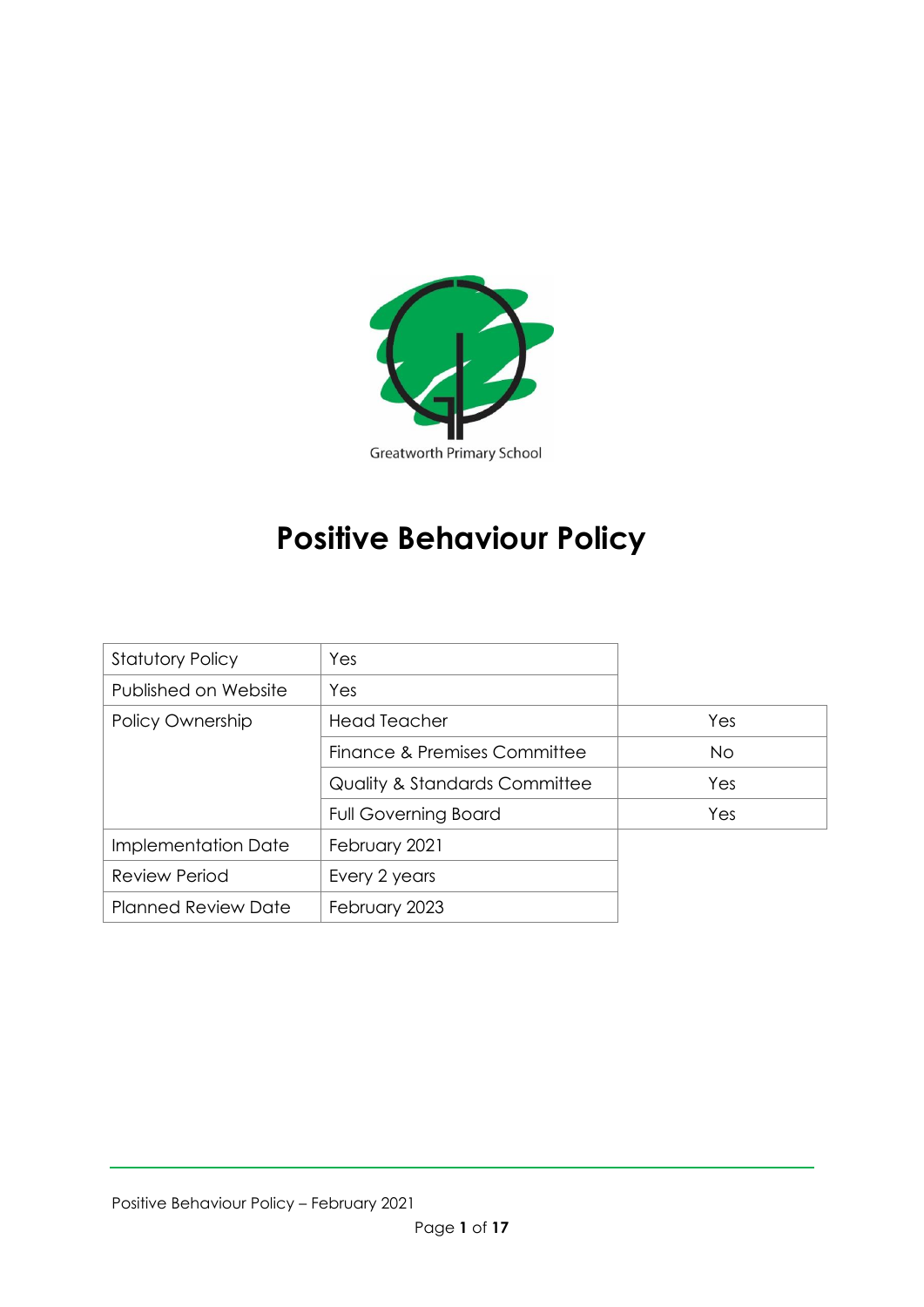Greatworth Primary School

# Positive Behaviour Policy

| Statutory Policy | Yes | |
|---|---|---|
| Published on Website | Yes | |
| Policy Ownership | Head Teacher | Yes |
| | Finance & Premises Committee | No |
| | Quality & Standards Committee | Yes |
| | Full Governing Board | Yes |
| Implementation Date | February 2021 | |
| Review Period | Every 2 years | |
| Planned Review Date | February 2023 | |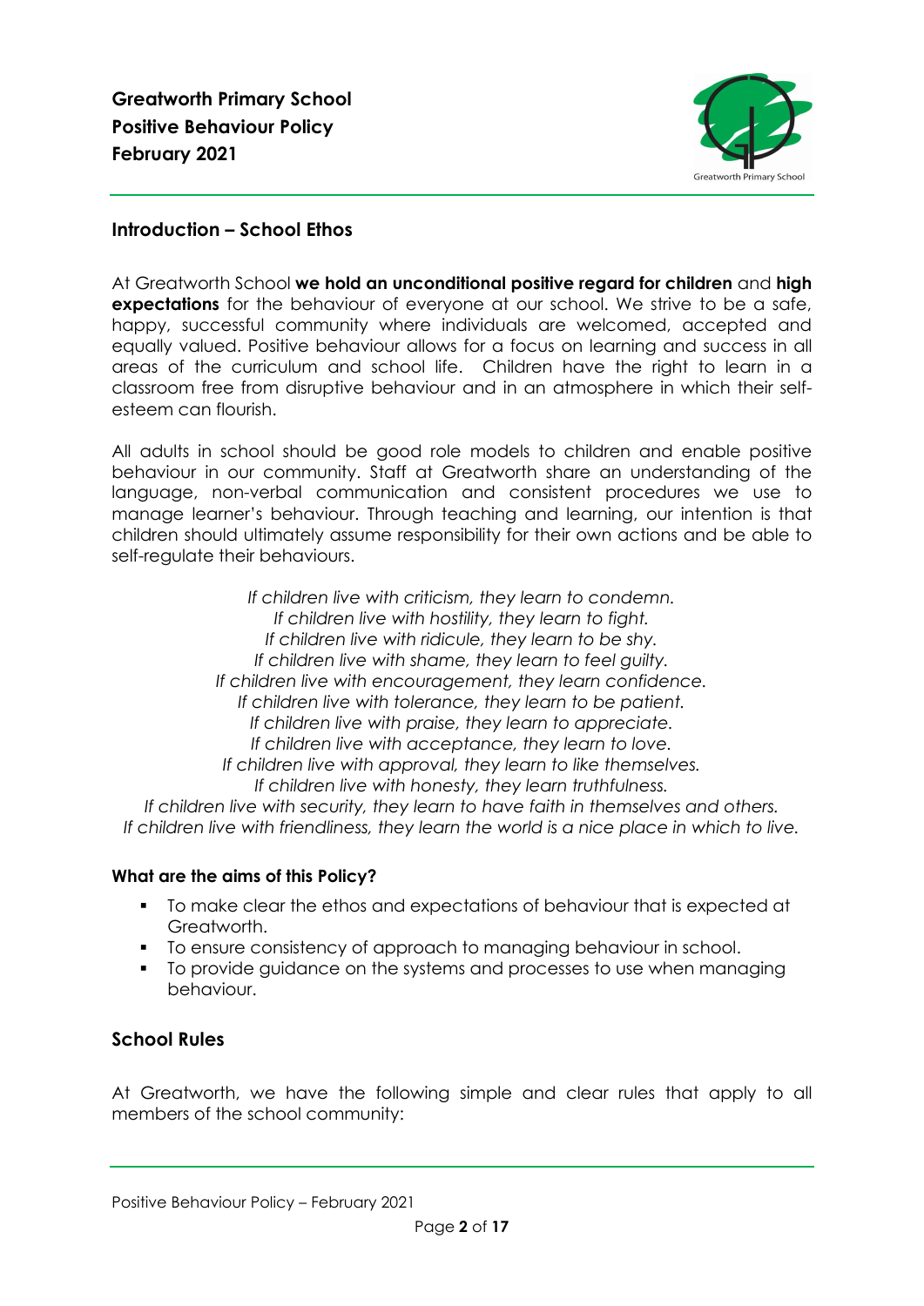**Greatworth Primary School**
**Positive Behaviour Policy**
**February 2021**

## Introduction – School Ethos

At Greatworth School **we hold an unconditional positive regard for children** and **high expectations** for the behaviour of everyone at our school. We strive to be a safe, happy, successful community where individuals are welcomed, accepted and equally valued. Positive behaviour allows for a focus on learning and success in all areas of the curriculum and school life. Children have the right to learn in a classroom free from disruptive behaviour and in an atmosphere in which their self-esteem can flourish.

All adults in school should be good role models to children and enable positive behaviour in our community. Staff at Greatworth share an understanding of the language, non-verbal communication and consistent procedures we use to manage learner's behaviour. Through teaching and learning, our intention is that children should ultimately assume responsibility for their own actions and be able to self-regulate their behaviours.

*If children live with criticism, they learn to condemn.*
*If children live with hostility, they learn to fight.*
*If children live with ridicule, they learn to be shy.*
*If children live with shame, they learn to feel guilty.*
*If children live with encouragement, they learn confidence.*
*If children live with tolerance, they learn to be patient.*
*If children live with praise, they learn to appreciate.*
*If children live with acceptance, they learn to love.*
*If children live with approval, they learn to like themselves.*
*If children live with honesty, they learn truthfulness.*
*If children live with security, they learn to have faith in themselves and others.*
*If children live with friendliness, they learn the world is a nice place in which to live.*

### What are the aims of this Policy?

- To make clear the ethos and expectations of behaviour that is expected at Greatworth.
- To ensure consistency of approach to managing behaviour in school.
- To provide guidance on the systems and processes to use when managing behaviour.

## School Rules

At Greatworth, we have the following simple and clear rules that apply to all members of the school community: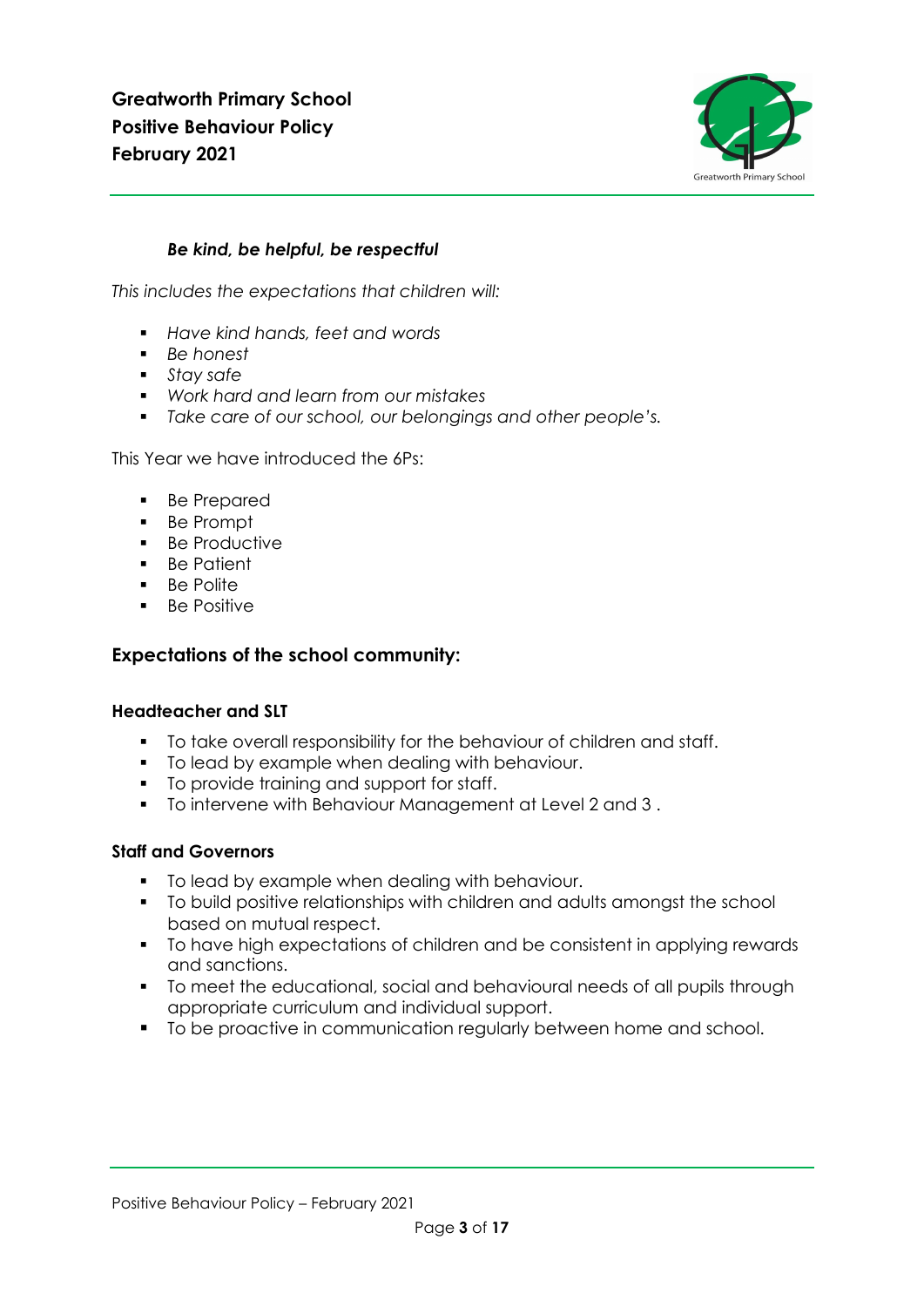***Be kind, be helpful, be respectful***

*This includes the expectations that children will:*

- *Have kind hands, feet and words*
- *Be honest*
- *Stay safe*
- *Work hard and learn from our mistakes*
- *Take care of our school, our belongings and other people's.*

This Year we have introduced the 6Ps:

- Be Prepared
- Be Prompt
- Be Productive
- Be Patient
- Be Polite
- Be Positive

## Expectations of the school community:

### Headteacher and SLT

- To take overall responsibility for the behaviour of children and staff.
- To lead by example when dealing with behaviour.
- To provide training and support for staff.
- To intervene with Behaviour Management at Level 2 and 3 .

### Staff and Governors

- To lead by example when dealing with behaviour.
- To build positive relationships with children and adults amongst the school based on mutual respect.
- To have high expectations of children and be consistent in applying rewards and sanctions.
- To meet the educational, social and behavioural needs of all pupils through appropriate curriculum and individual support.
- To be proactive in communication regularly between home and school.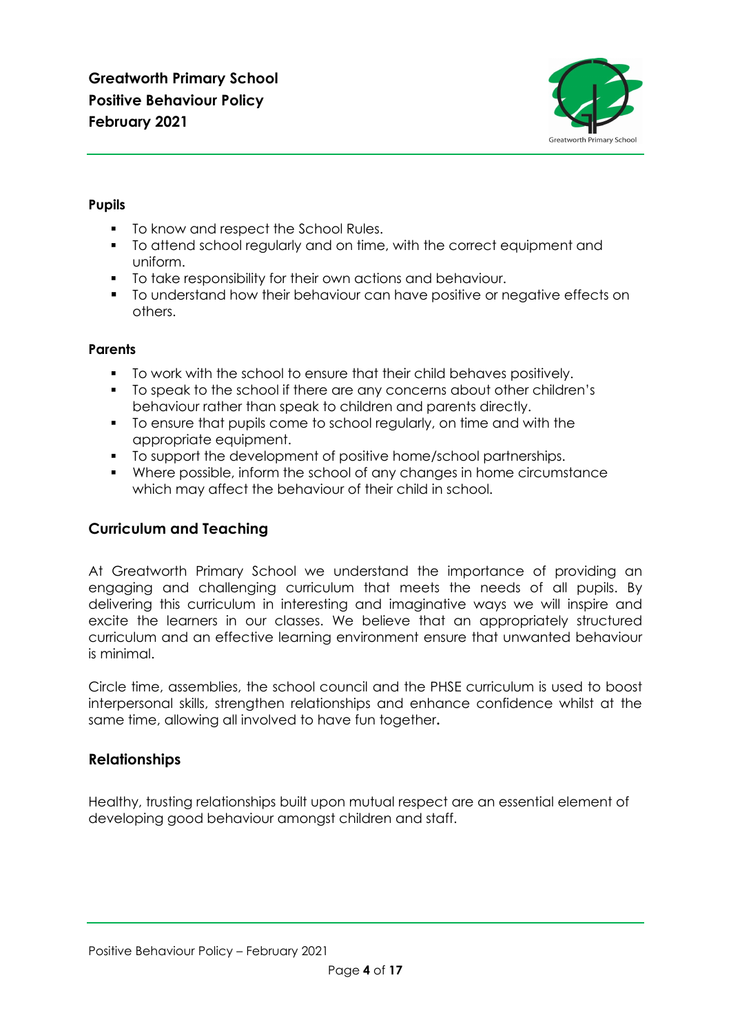#### Pupils

- To know and respect the School Rules.
- To attend school regularly and on time, with the correct equipment and uniform.
- To take responsibility for their own actions and behaviour.
- To understand how their behaviour can have positive or negative effects on others.

#### Parents

- To work with the school to ensure that their child behaves positively.
- To speak to the school if there are any concerns about other children's behaviour rather than speak to children and parents directly.
- To ensure that pupils come to school regularly, on time and with the appropriate equipment.
- To support the development of positive home/school partnerships.
- Where possible, inform the school of any changes in home circumstance which may affect the behaviour of their child in school.

### Curriculum and Teaching

At Greatworth Primary School we understand the importance of providing an engaging and challenging curriculum that meets the needs of all pupils. By delivering this curriculum in interesting and imaginative ways we will inspire and excite the learners in our classes. We believe that an appropriately structured curriculum and an effective learning environment ensure that unwanted behaviour is minimal.

Circle time, assemblies, the school council and the PHSE curriculum is used to boost interpersonal skills, strengthen relationships and enhance confidence whilst at the same time, allowing all involved to have fun together.

### Relationships

Healthy, trusting relationships built upon mutual respect are an essential element of developing good behaviour amongst children and staff.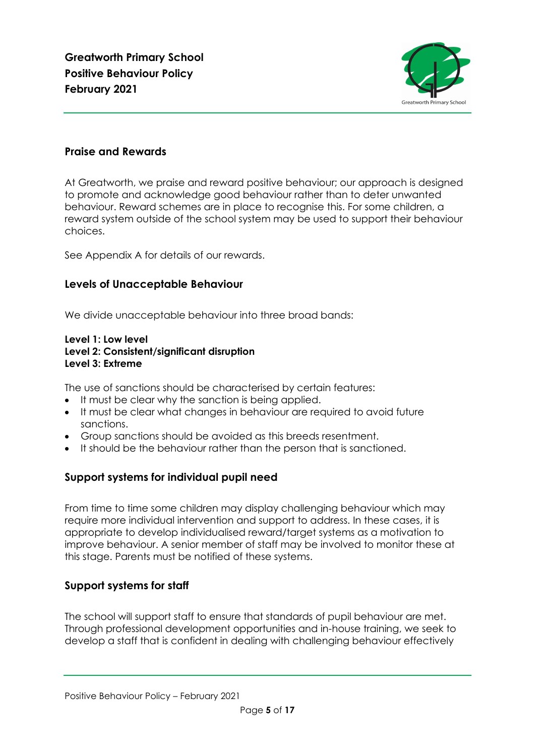## Praise and Rewards

At Greatworth, we praise and reward positive behaviour; our approach is designed to promote and acknowledge good behaviour rather than to deter unwanted behaviour. Reward schemes are in place to recognise this. For some children, a reward system outside of the school system may be used to support their behaviour choices.

See Appendix A for details of our rewards.

## Levels of Unacceptable Behaviour

We divide unacceptable behaviour into three broad bands:

**Level 1: Low level**
**Level 2: Consistent/significant disruption**
**Level 3: Extreme**

The use of sanctions should be characterised by certain features:

- It must be clear why the sanction is being applied.
- It must be clear what changes in behaviour are required to avoid future sanctions.
- Group sanctions should be avoided as this breeds resentment.
- It should be the behaviour rather than the person that is sanctioned.

## Support systems for individual pupil need

From time to time some children may display challenging behaviour which may require more individual intervention and support to address. In these cases, it is appropriate to develop individualised reward/target systems as a motivation to improve behaviour. A senior member of staff may be involved to monitor these at this stage. Parents must be notified of these systems.

## Support systems for staff

The school will support staff to ensure that standards of pupil behaviour are met. Through professional development opportunities and in-house training, we seek to develop a staff that is confident in dealing with challenging behaviour effectively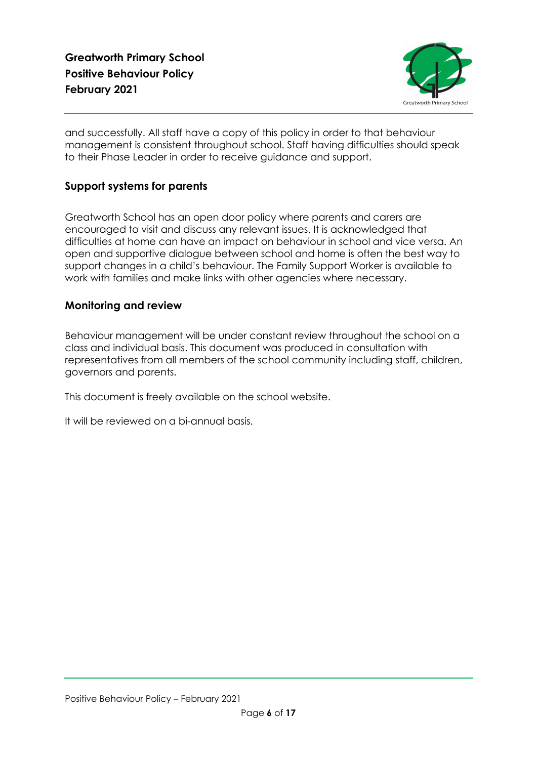and successfully. All staff have a copy of this policy in order to that behaviour management is consistent throughout school. Staff having difficulties should speak to their Phase Leader in order to receive guidance and support.

## Support systems for parents

Greatworth School has an open door policy where parents and carers are encouraged to visit and discuss any relevant issues. It is acknowledged that difficulties at home can have an impact on behaviour in school and vice versa. An open and supportive dialogue between school and home is often the best way to support changes in a child's behaviour. The Family Support Worker is available to work with families and make links with other agencies where necessary.

## Monitoring and review

Behaviour management will be under constant review throughout the school on a class and individual basis. This document was produced in consultation with representatives from all members of the school community including staff, children, governors and parents.

This document is freely available on the school website.

It will be reviewed on a bi-annual basis.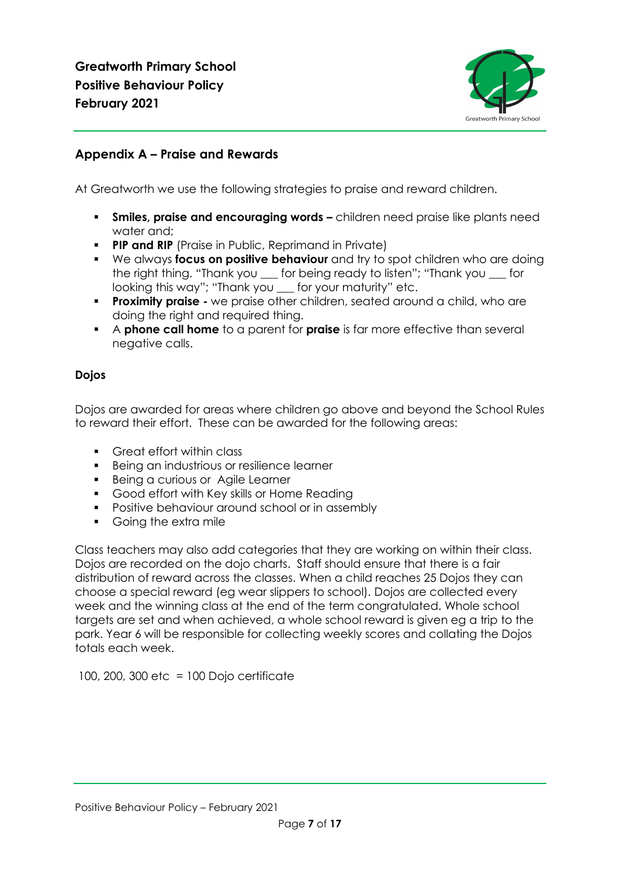## Appendix A – Praise and Rewards

At Greatworth we use the following strategies to praise and reward children.

- **Smiles, praise and encouraging words –** children need praise like plants need water and;
- **PIP and RIP** (Praise in Public, Reprimand in Private)
- We always **focus on positive behaviour** and try to spot children who are doing the right thing. "Thank you ___ for being ready to listen"; "Thank you ___ for looking this way"; "Thank you ___ for your maturity" etc.
- **Proximity praise -** we praise other children, seated around a child, who are doing the right and required thing.
- A **phone call home** to a parent for **praise** is far more effective than several negative calls.

### Dojos

Dojos are awarded for areas where children go above and beyond the School Rules to reward their effort. These can be awarded for the following areas:

- Great effort within class
- Being an industrious or resilience learner
- Being a curious or Agile Learner
- Good effort with Key skills or Home Reading
- Positive behaviour around school or in assembly
- Going the extra mile

Class teachers may also add categories that they are working on within their class. Dojos are recorded on the dojo charts. Staff should ensure that there is a fair distribution of reward across the classes. When a child reaches 25 Dojos they can choose a special reward (eg wear slippers to school). Dojos are collected every week and the winning class at the end of the term congratulated. Whole school targets are set and when achieved, a whole school reward is given eg a trip to the park. Year 6 will be responsible for collecting weekly scores and collating the Dojos totals each week.

100, 200, 300 etc = 100 Dojo certificate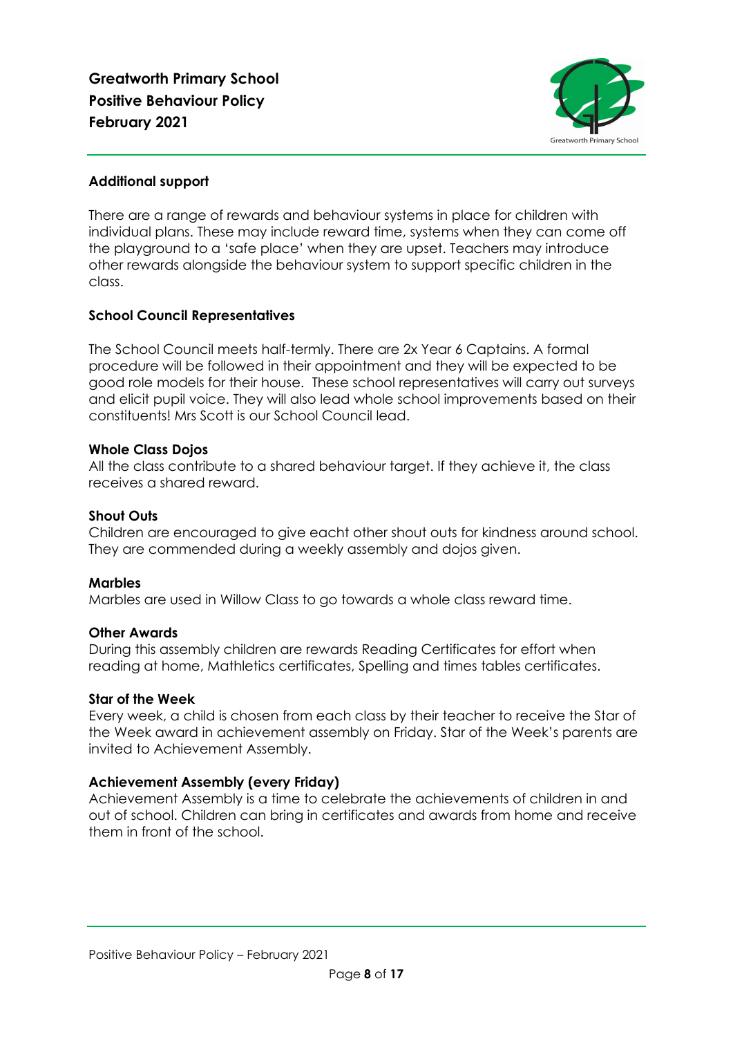**Additional support**

There are a range of rewards and behaviour systems in place for children with individual plans. These may include reward time, systems when they can come off the playground to a 'safe place' when they are upset. Teachers may introduce other rewards alongside the behaviour system to support specific children in the class.

**School Council Representatives**

The School Council meets half-termly. There are 2x Year 6 Captains. A formal procedure will be followed in their appointment and they will be expected to be good role models for their house. These school representatives will carry out surveys and elicit pupil voice. They will also lead whole school improvements based on their constituents! Mrs Scott is our School Council lead.

**Whole Class Dojos**

All the class contribute to a shared behaviour target. If they achieve it, the class receives a shared reward.

**Shout Outs**

Children are encouraged to give eacht other shout outs for kindness around school. They are commended during a weekly assembly and dojos given.

**Marbles**

Marbles are used in Willow Class to go towards a whole class reward time.

**Other Awards**

During this assembly children are rewards Reading Certificates for effort when reading at home, Mathletics certificates, Spelling and times tables certificates.

**Star of the Week**

Every week, a child is chosen from each class by their teacher to receive the Star of the Week award in achievement assembly on Friday. Star of the Week's parents are invited to Achievement Assembly.

**Achievement Assembly (every Friday)**

Achievement Assembly is a time to celebrate the achievements of children in and out of school. Children can bring in certificates and awards from home and receive them in front of the school.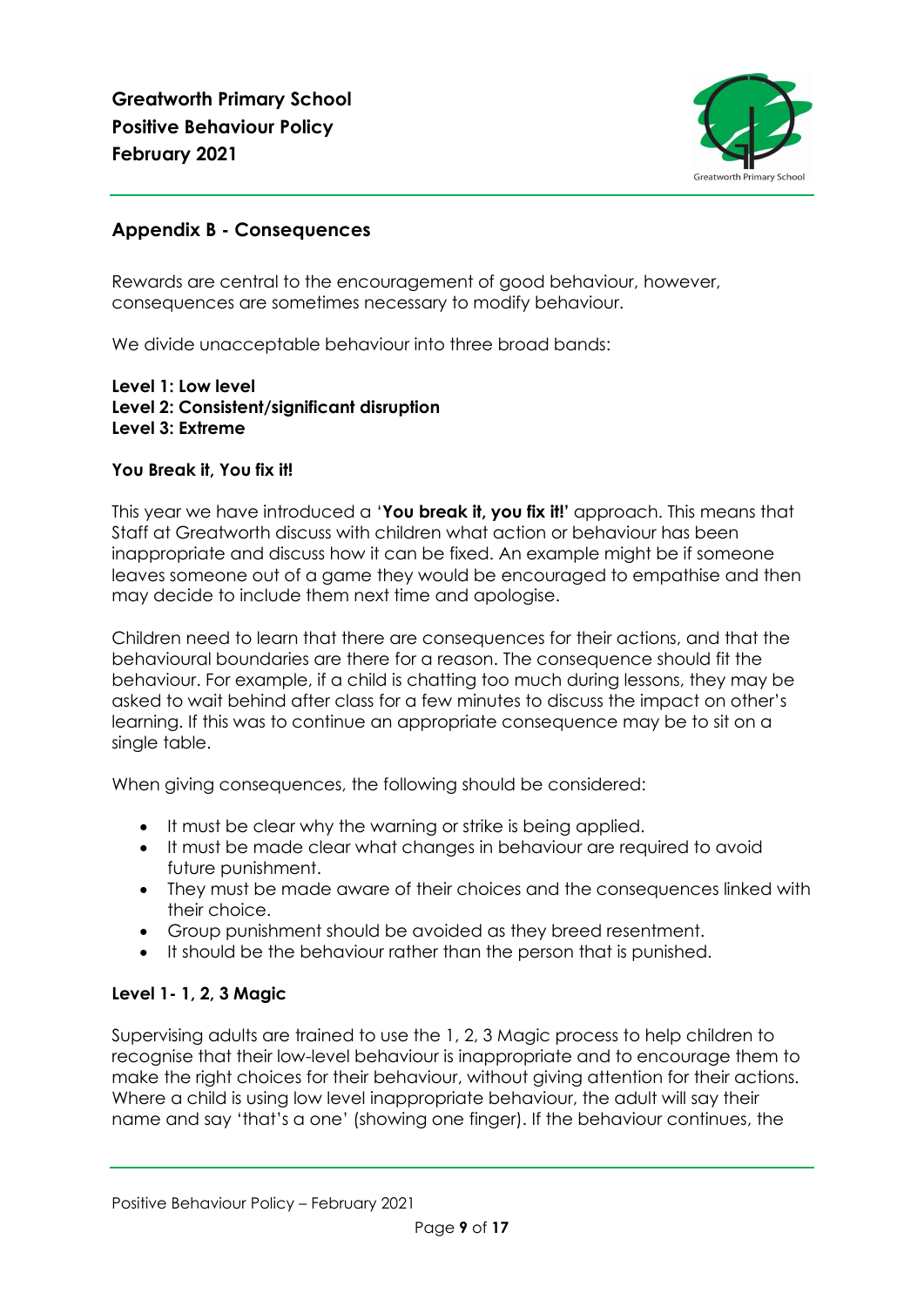## Appendix B - Consequences

Rewards are central to the encouragement of good behaviour, however, consequences are sometimes necessary to modify behaviour.

We divide unacceptable behaviour into three broad bands:

**Level 1: Low level**
**Level 2: Consistent/significant disruption**
**Level 3: Extreme**

### You Break it, You fix it!

This year we have introduced a '**You break it, you fix it!'** approach. This means that Staff at Greatworth discuss with children what action or behaviour has been inappropriate and discuss how it can be fixed. An example might be if someone leaves someone out of a game they would be encouraged to empathise and then may decide to include them next time and apologise.

Children need to learn that there are consequences for their actions, and that the behavioural boundaries are there for a reason. The consequence should fit the behaviour. For example, if a child is chatting too much during lessons, they may be asked to wait behind after class for a few minutes to discuss the impact on other's learning. If this was to continue an appropriate consequence may be to sit on a single table.

When giving consequences, the following should be considered:

- It must be clear why the warning or strike is being applied.
- It must be made clear what changes in behaviour are required to avoid future punishment.
- They must be made aware of their choices and the consequences linked with their choice.
- Group punishment should be avoided as they breed resentment.
- It should be the behaviour rather than the person that is punished.

### Level 1- 1, 2, 3 Magic

Supervising adults are trained to use the 1, 2, 3 Magic process to help children to recognise that their low-level behaviour is inappropriate and to encourage them to make the right choices for their behaviour, without giving attention for their actions. Where a child is using low level inappropriate behaviour, the adult will say their name and say 'that's a one' (showing one finger). If the behaviour continues, the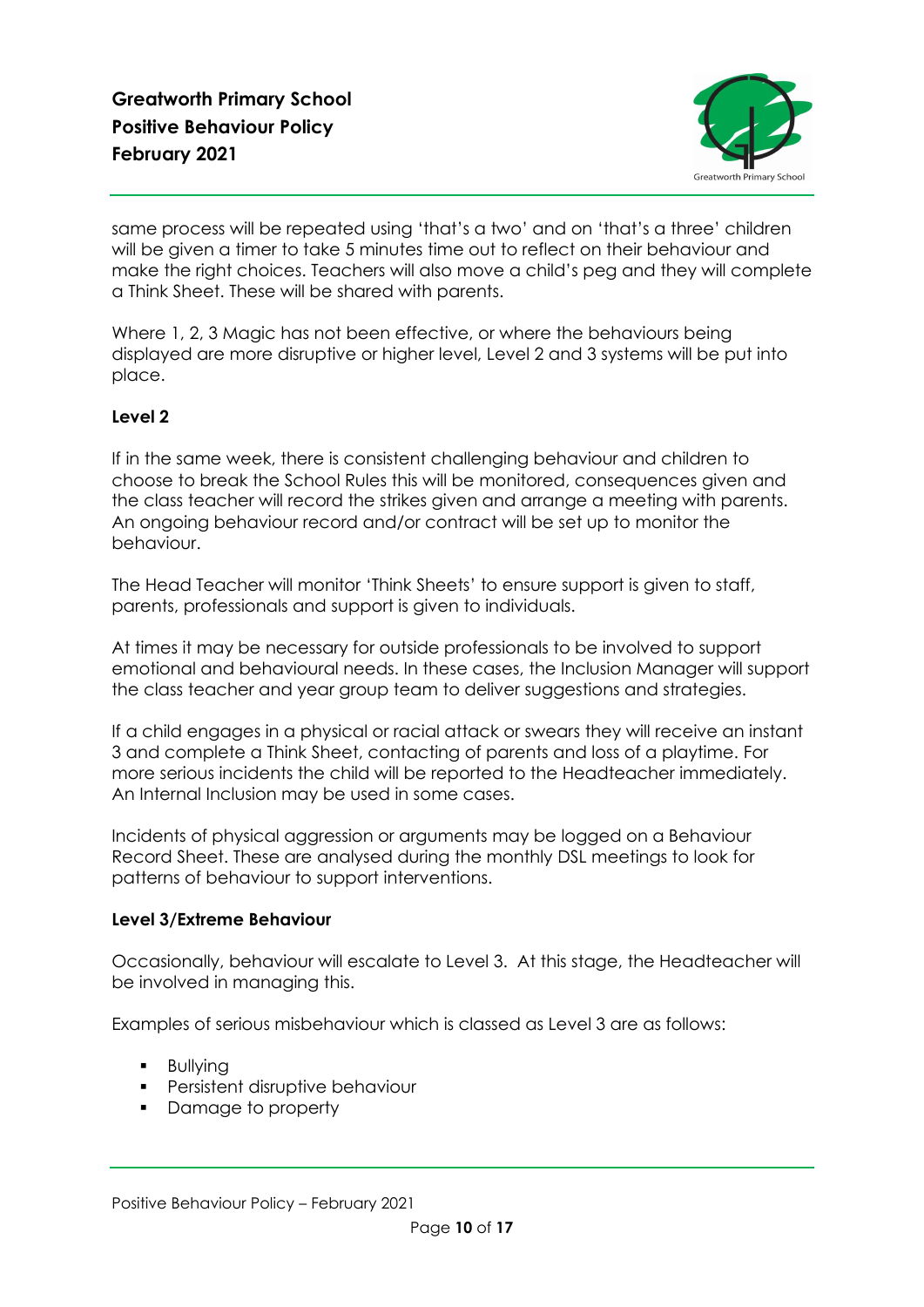same process will be repeated using 'that's a two' and on 'that's a three' children will be given a timer to take 5 minutes time out to reflect on their behaviour and make the right choices. Teachers will also move a child's peg and they will complete a Think Sheet. These will be shared with parents.

Where 1, 2, 3 Magic has not been effective, or where the behaviours being displayed are more disruptive or higher level, Level 2 and 3 systems will be put into place.

**Level 2**

If in the same week, there is consistent challenging behaviour and children to choose to break the School Rules this will be monitored, consequences given and the class teacher will record the strikes given and arrange a meeting with parents. An ongoing behaviour record and/or contract will be set up to monitor the behaviour.

The Head Teacher will monitor 'Think Sheets' to ensure support is given to staff, parents, professionals and support is given to individuals.

At times it may be necessary for outside professionals to be involved to support emotional and behavioural needs. In these cases, the Inclusion Manager will support the class teacher and year group team to deliver suggestions and strategies.

If a child engages in a physical or racial attack or swears they will receive an instant 3 and complete a Think Sheet, contacting of parents and loss of a playtime. For more serious incidents the child will be reported to the Headteacher immediately. An Internal Inclusion may be used in some cases.

Incidents of physical aggression or arguments may be logged on a Behaviour Record Sheet. These are analysed during the monthly DSL meetings to look for patterns of behaviour to support interventions.

**Level 3/Extreme Behaviour**

Occasionally, behaviour will escalate to Level 3. At this stage, the Headteacher will be involved in managing this.

Examples of serious misbehaviour which is classed as Level 3 are as follows:

- Bullying
- Persistent disruptive behaviour
- Damage to property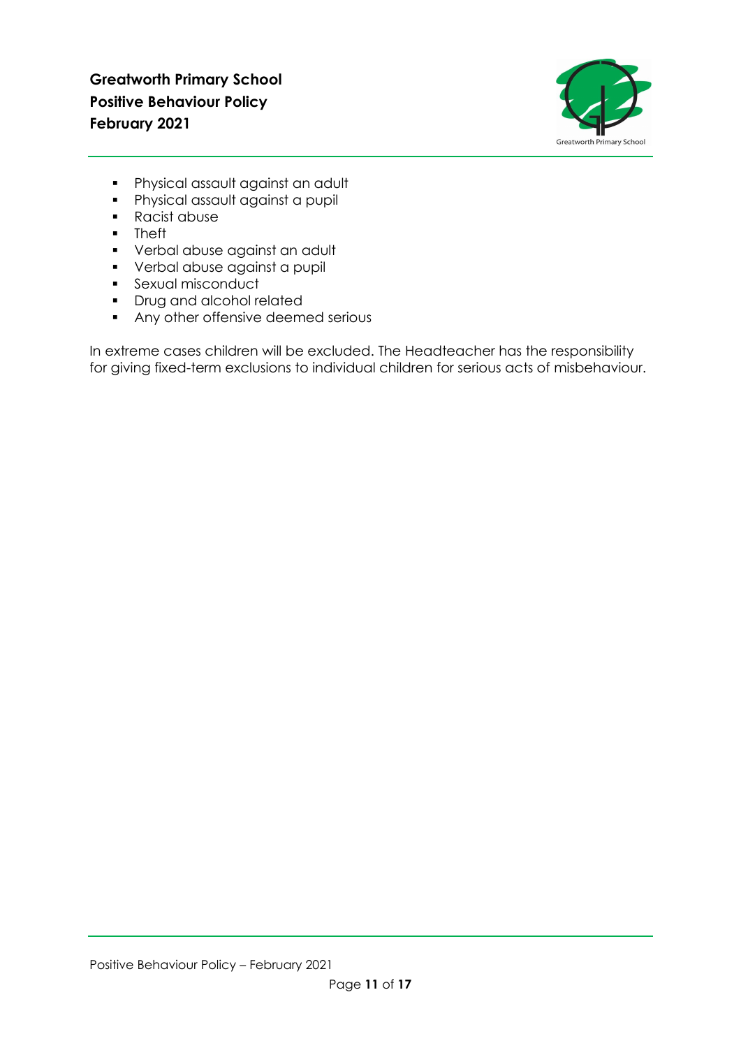- Physical assault against an adult
- Physical assault against a pupil
- Racist abuse
- Theft
- Verbal abuse against an adult
- Verbal abuse against a pupil
- Sexual misconduct
- Drug and alcohol related
- Any other offensive deemed serious

In extreme cases children will be excluded. The Headteacher has the responsibility for giving fixed-term exclusions to individual children for serious acts of misbehaviour.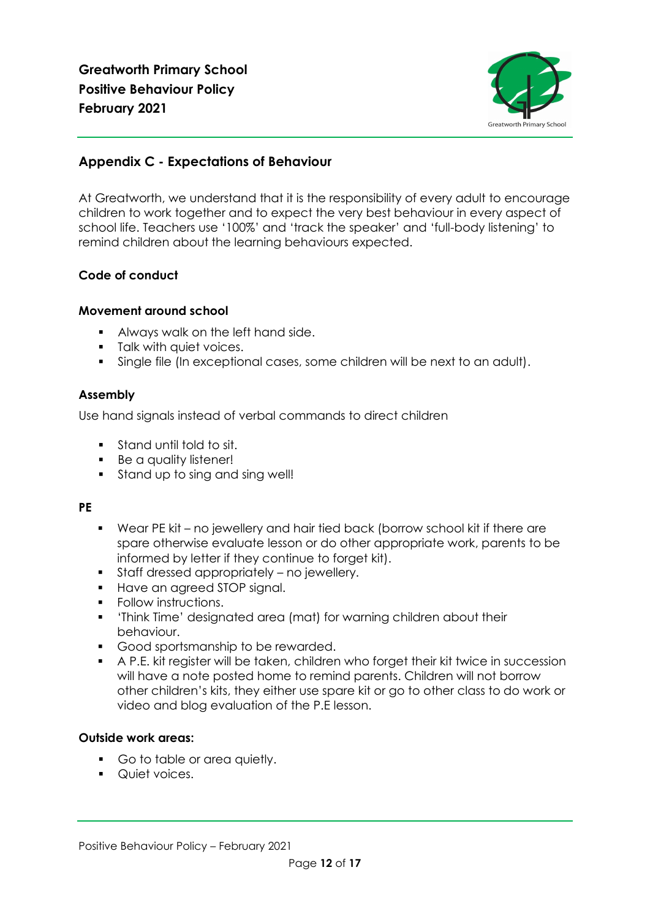Greatworth Primary School
Positive Behaviour Policy
February 2021

## Appendix C - Expectations of Behaviour

At Greatworth, we understand that it is the responsibility of every adult to encourage children to work together and to expect the very best behaviour in every aspect of school life. Teachers use '100%' and 'track the speaker' and 'full-body listening' to remind children about the learning behaviours expected.

### Code of conduct

#### Movement around school

- Always walk on the left hand side.
- Talk with quiet voices.
- Single file (In exceptional cases, some children will be next to an adult).

#### Assembly

Use hand signals instead of verbal commands to direct children

- Stand until told to sit.
- Be a quality listener!
- Stand up to sing and sing well!

#### PE

- Wear PE kit – no jewellery and hair tied back (borrow school kit if there are spare otherwise evaluate lesson or do other appropriate work, parents to be informed by letter if they continue to forget kit).
- Staff dressed appropriately – no jewellery.
- Have an agreed STOP signal.
- Follow instructions.
- 'Think Time' designated area (mat) for warning children about their behaviour.
- Good sportsmanship to be rewarded.
- A P.E. kit register will be taken, children who forget their kit twice in succession will have a note posted home to remind parents. Children will not borrow other children's kits, they either use spare kit or go to other class to do work or video and blog evaluation of the P.E lesson.

#### Outside work areas:

- Go to table or area quietly.
- Quiet voices.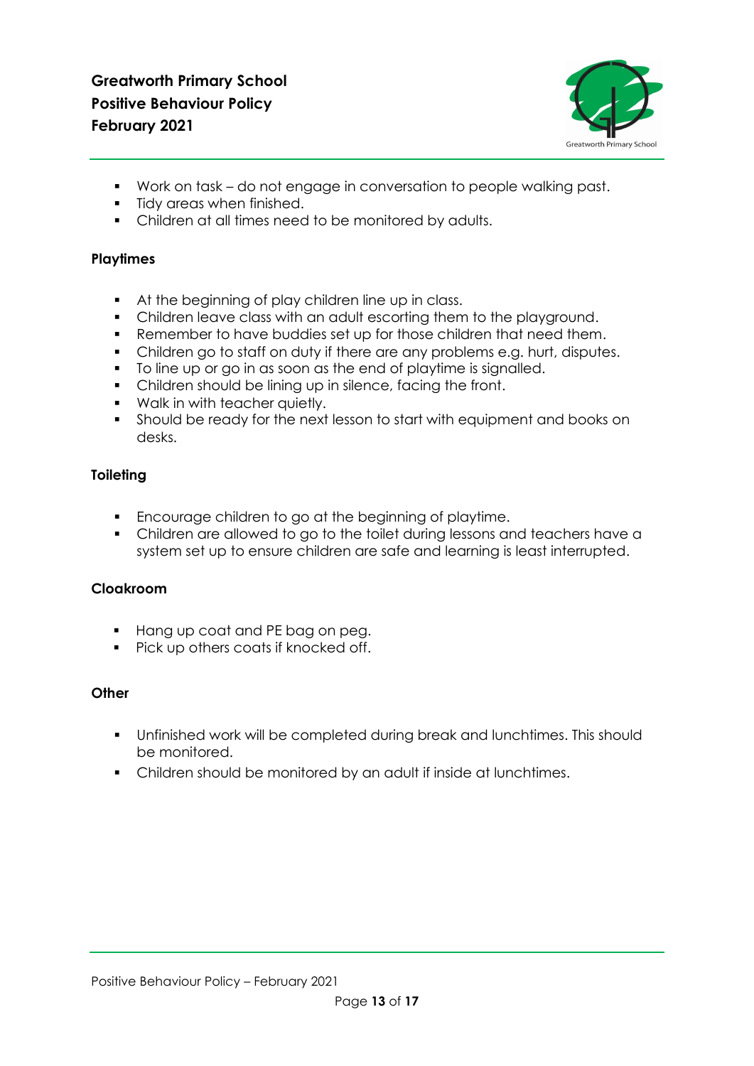- Work on task – do not engage in conversation to people walking past.
- Tidy areas when finished.
- Children at all times need to be monitored by adults.

**Playtimes**

- At the beginning of play children line up in class.
- Children leave class with an adult escorting them to the playground.
- Remember to have buddies set up for those children that need them.
- Children go to staff on duty if there are any problems e.g. hurt, disputes.
- To line up or go in as soon as the end of playtime is signalled.
- Children should be lining up in silence, facing the front.
- Walk in with teacher quietly.
- Should be ready for the next lesson to start with equipment and books on desks.

**Toileting**

- Encourage children to go at the beginning of playtime.
- Children are allowed to go to the toilet during lessons and teachers have a system set up to ensure children are safe and learning is least interrupted.

**Cloakroom**

- Hang up coat and PE bag on peg.
- Pick up others coats if knocked off.

**Other**

- Unfinished work will be completed during break and lunchtimes. This should be monitored.
- Children should be monitored by an adult if inside at lunchtimes.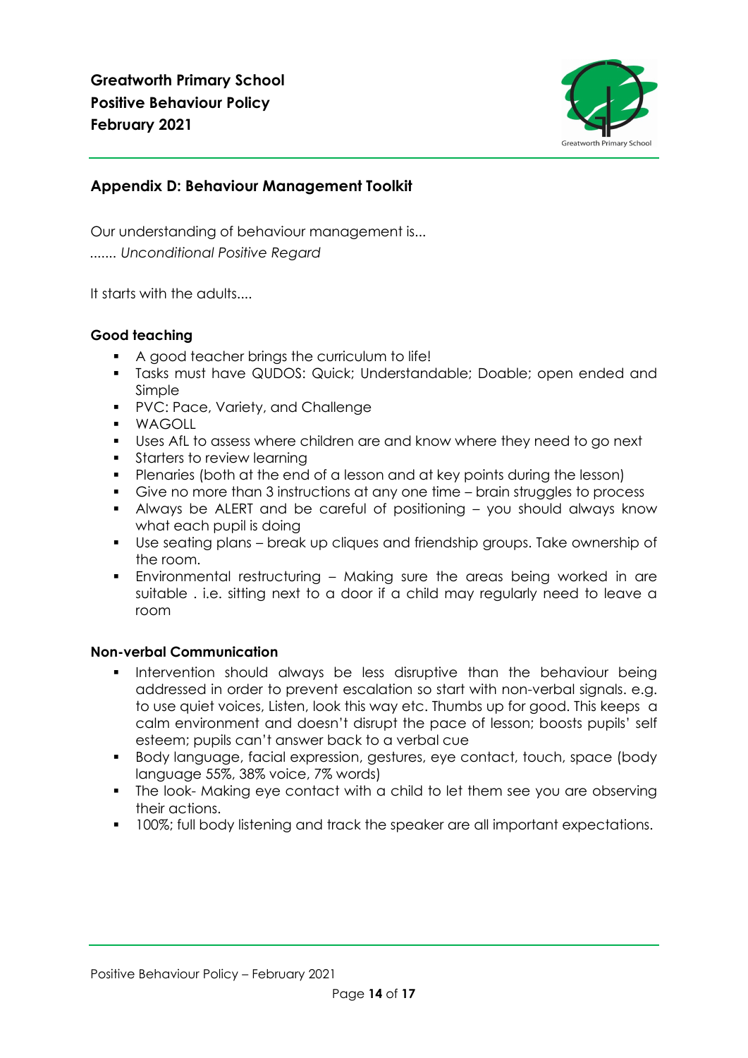## Appendix D: Behaviour Management Toolkit

Our understanding of behaviour management is...

....... *Unconditional Positive Regard*

It starts with the adults....

**Good teaching**

- A good teacher brings the curriculum to life!
- Tasks must have QUDOS: Quick; Understandable; Doable; open ended and Simple
- PVC: Pace, Variety, and Challenge
- WAGOLL
- Uses AfL to assess where children are and know where they need to go next
- Starters to review learning
- Plenaries (both at the end of a lesson and at key points during the lesson)
- Give no more than 3 instructions at any one time – brain struggles to process
- Always be ALERT and be careful of positioning – you should always know what each pupil is doing
- Use seating plans – break up cliques and friendship groups. Take ownership of the room.
- Environmental restructuring – Making sure the areas being worked in are suitable . i.e. sitting next to a door if a child may regularly need to leave a room

**Non-verbal Communication**

- Intervention should always be less disruptive than the behaviour being addressed in order to prevent escalation so start with non-verbal signals. e.g. to use quiet voices, Listen, look this way etc. Thumbs up for good. This keeps a calm environment and doesn't disrupt the pace of lesson; boosts pupils' self esteem; pupils can't answer back to a verbal cue
- Body language, facial expression, gestures, eye contact, touch, space (body language 55%, 38% voice, 7% words)
- The look- Making eye contact with a child to let them see you are observing their actions.
- 100%; full body listening and track the speaker are all important expectations.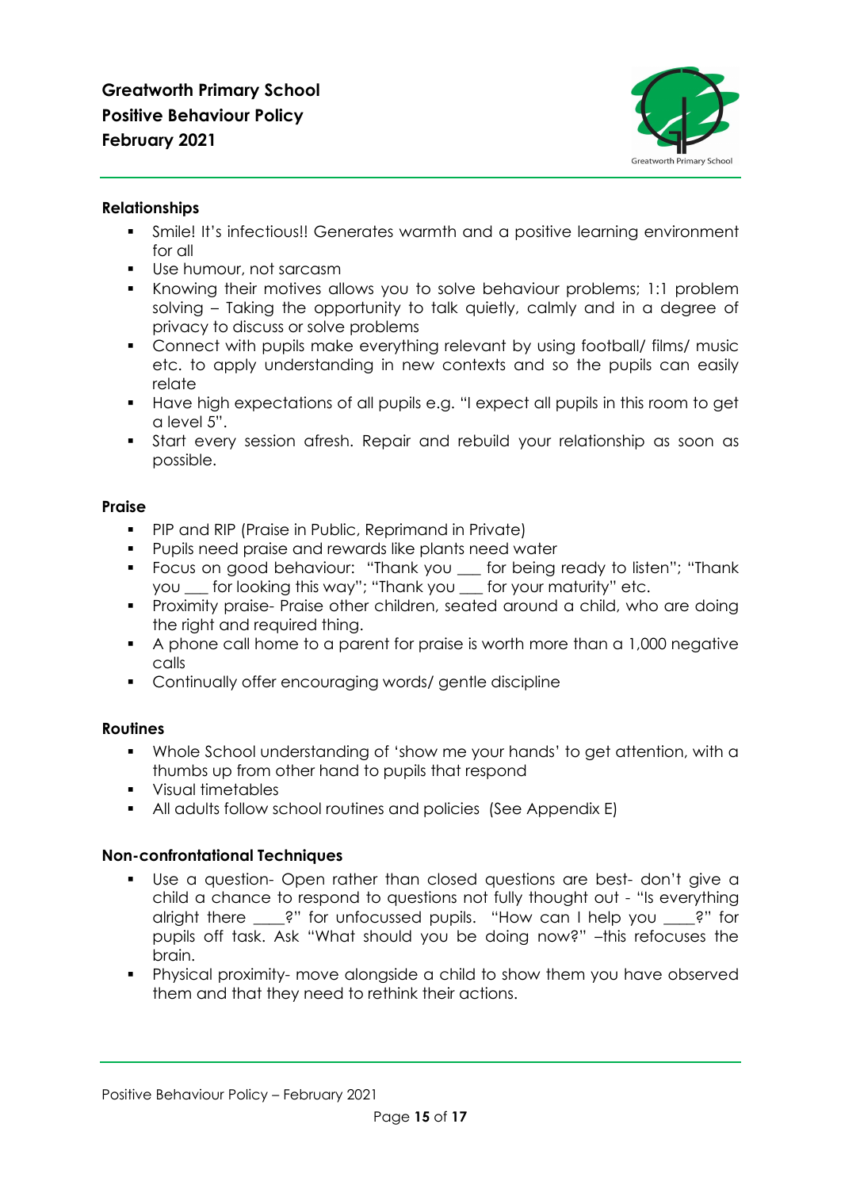**Greatworth Primary School**
**Positive Behaviour Policy**
**February 2021**

**Relationships**

- Smile! It's infectious!! Generates warmth and a positive learning environment for all
- Use humour, not sarcasm
- Knowing their motives allows you to solve behaviour problems; 1:1 problem solving – Taking the opportunity to talk quietly, calmly and in a degree of privacy to discuss or solve problems
- Connect with pupils make everything relevant by using football/ films/ music etc. to apply understanding in new contexts and so the pupils can easily relate
- Have high expectations of all pupils e.g. "I expect all pupils in this room to get a level 5".
- Start every session afresh. Repair and rebuild your relationship as soon as possible.

**Praise**

- PIP and RIP (Praise in Public, Reprimand in Private)
- Pupils need praise and rewards like plants need water
- Focus on good behaviour: "Thank you ___ for being ready to listen"; "Thank you ___ for looking this way"; "Thank you ___ for your maturity" etc.
- Proximity praise- Praise other children, seated around a child, who are doing the right and required thing.
- A phone call home to a parent for praise is worth more than a 1,000 negative calls
- Continually offer encouraging words/ gentle discipline

**Routines**

- Whole School understanding of 'show me your hands' to get attention, with a thumbs up from other hand to pupils that respond
- Visual timetables
- All adults follow school routines and policies (See Appendix E)

**Non-confrontational Techniques**

- Use a question- Open rather than closed questions are best- don't give a child a chance to respond to questions not fully thought out - "Is everything alright there ____?" for unfocussed pupils. "How can I help you ____?" for pupils off task. Ask "What should you be doing now?" –this refocuses the brain.
- Physical proximity- move alongside a child to show them you have observed them and that they need to rethink their actions.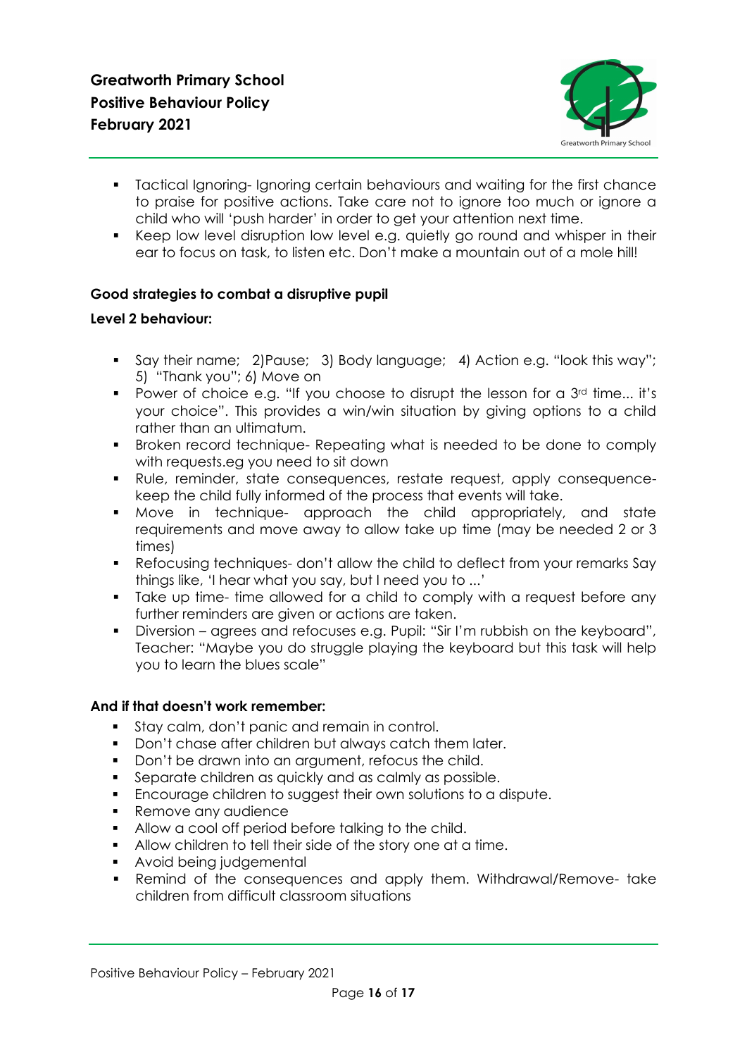- Tactical Ignoring- Ignoring certain behaviours and waiting for the first chance to praise for positive actions. Take care not to ignore too much or ignore a child who will 'push harder' in order to get your attention next time.
- Keep low level disruption low level e.g. quietly go round and whisper in their ear to focus on task, to listen etc. Don't make a mountain out of a mole hill!

**Good strategies to combat a disruptive pupil**

**Level 2 behaviour:**

- Say their name; 2)Pause; 3) Body language; 4) Action e.g. "look this way"; 5) "Thank you"; 6) Move on
- Power of choice e.g. "If you choose to disrupt the lesson for a 3rd time... it's your choice". This provides a win/win situation by giving options to a child rather than an ultimatum.
- Broken record technique- Repeating what is needed to be done to comply with requests.eg you need to sit down
- Rule, reminder, state consequences, restate request, apply consequence- keep the child fully informed of the process that events will take.
- Move in technique- approach the child appropriately, and state requirements and move away to allow take up time (may be needed 2 or 3 times)
- Refocusing techniques- don't allow the child to deflect from your remarks Say things like, 'I hear what you say, but I need you to ...'
- Take up time- time allowed for a child to comply with a request before any further reminders are given or actions are taken.
- Diversion – agrees and refocuses e.g. Pupil: "Sir I'm rubbish on the keyboard", Teacher: "Maybe you do struggle playing the keyboard but this task will help you to learn the blues scale"

**And if that doesn't work remember:**

- Stay calm, don't panic and remain in control.
- Don't chase after children but always catch them later.
- Don't be drawn into an argument, refocus the child.
- Separate children as quickly and as calmly as possible.
- Encourage children to suggest their own solutions to a dispute.
- Remove any audience
- Allow a cool off period before talking to the child.
- Allow children to tell their side of the story one at a time.
- Avoid being judgemental
- Remind of the consequences and apply them. Withdrawal/Remove- take children from difficult classroom situations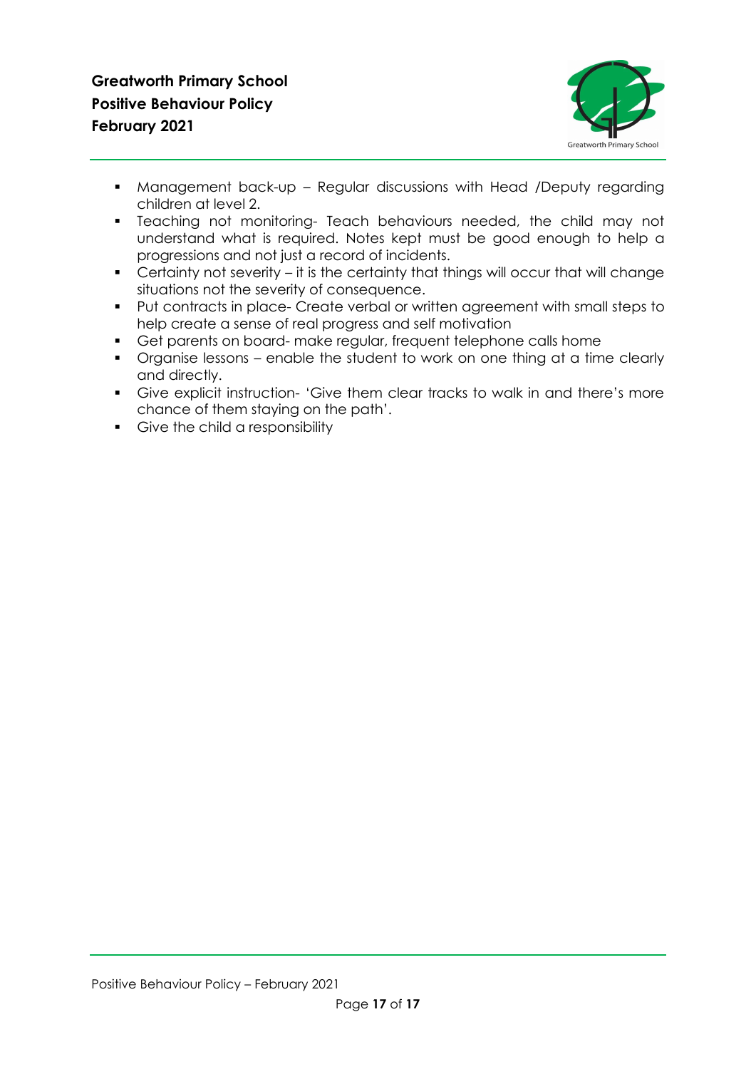- Management back-up – Regular discussions with Head /Deputy regarding children at level 2.
- Teaching not monitoring- Teach behaviours needed, the child may not understand what is required. Notes kept must be good enough to help a progressions and not just a record of incidents.
- Certainty not severity – it is the certainty that things will occur that will change situations not the severity of consequence.
- Put contracts in place- Create verbal or written agreement with small steps to help create a sense of real progress and self motivation
- Get parents on board- make regular, frequent telephone calls home
- Organise lessons – enable the student to work on one thing at a time clearly and directly.
- Give explicit instruction- 'Give them clear tracks to walk in and there's more chance of them staying on the path'.
- Give the child a responsibility